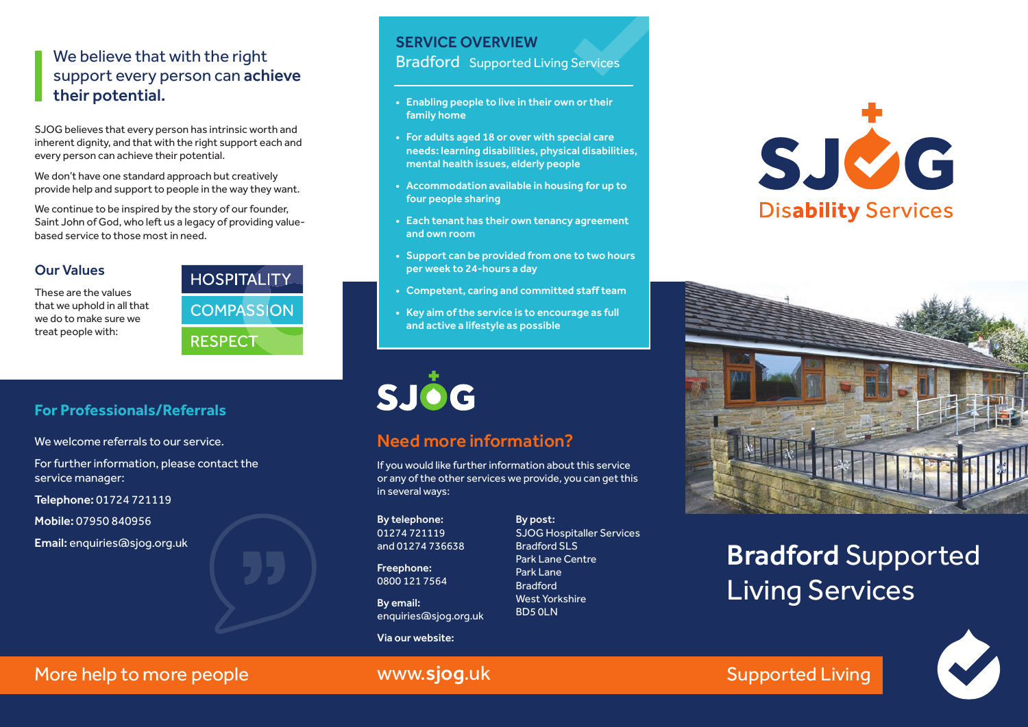## We believe that with the right support every person can **achieve their potential.**

SJOG believes that every person has intrinsic worth and inherent dignity, and that with the right support each and every person can achieve their potential.

We don't have one standard approach but creatively provide help and support to people in the way they want.

We continue to be inspired by the story of our founder, Saint John of God, who left us a legacy of providing value-based service to those most in need.

### Our Values

These are the values that we uphold in all that we do to make sure we treat people with:

- HOSPITALITY
- COMPASSION
- RESPECT

### For Professionals/Referrals

We welcome referrals to our service.

For further information, please contact the service manager:

**Telephone:** 01724 721119

**Mobile:** 07950 840956

**Email:** enquiries@sjog.org.uk

## SERVICE OVERVIEW

Bradford Supported Living Services

- Enabling people to live in their own or their family home
- For adults aged 18 or over with special care needs: learning disabilities, physical disabilities, mental health issues, elderly people
- Accommodation available in housing for up to four people sharing
- Each tenant has their own tenancy agreement and own room
- Support can be provided from one to two hours per week to 24-hours a day
- Competent, caring and committed staff team
- Key aim of the service is to encourage as full and active a lifestyle as possible

SJOG

### Need more information?

If you would like further information about this service or any of the other services we provide, you can get this in several ways:

**By telephone:**
01274 721119
and 01274 736638

**Freephone:**
0800 121 7564

**By email:**
enquiries@sjog.org.uk

**Via our website:**

**By post:**
SJOG Hospitaller Services
Bradford SLS
Park Lane Centre
Park Lane
Bradford
West Yorkshire
BD5 0LN

SJOG Disability Services

# **Bradford** Supported Living Services

More help to more people

www.**sjog**.uk

Supported Living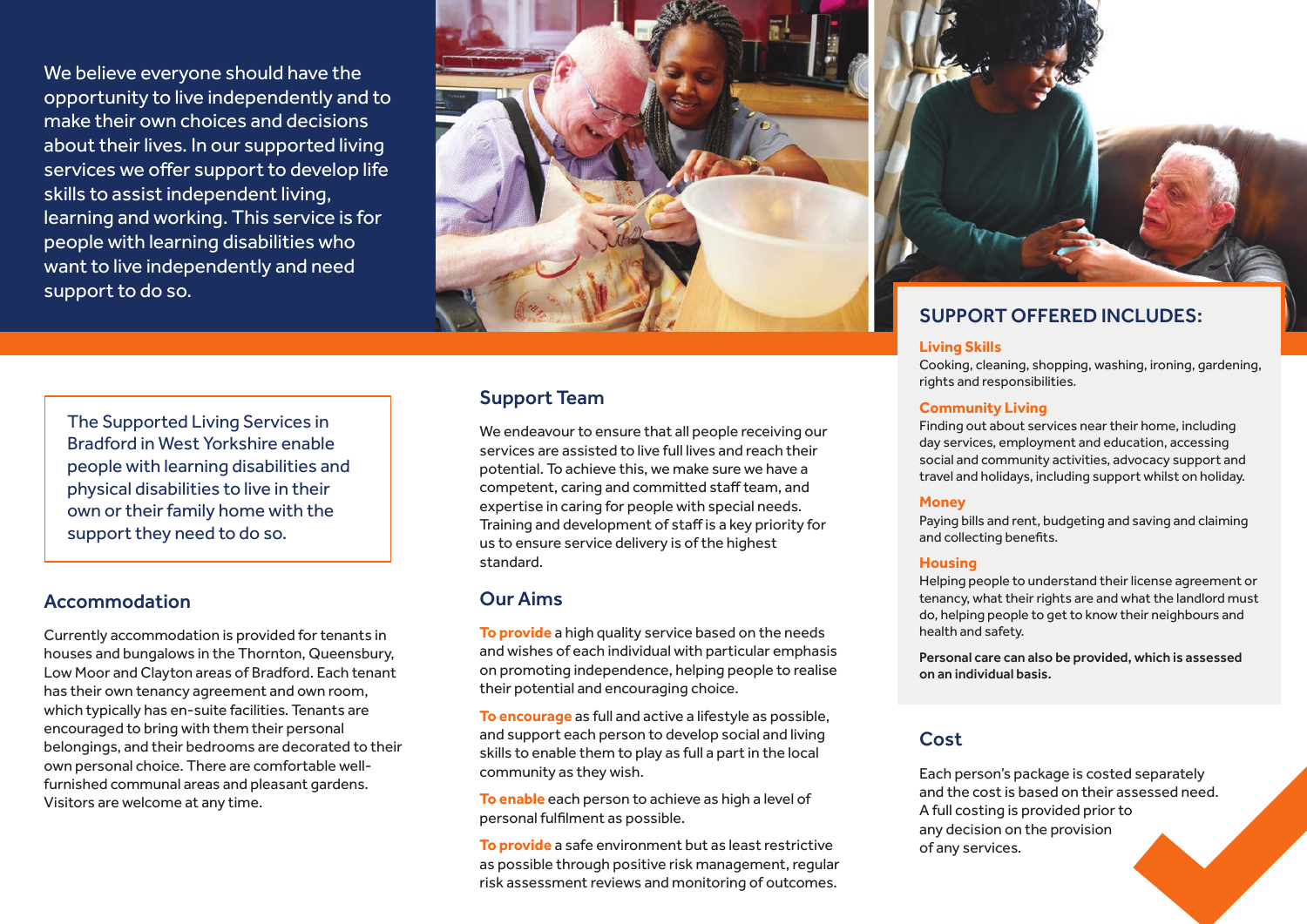We believe everyone should have the opportunity to live independently and to make their own choices and decisions about their lives. In our supported living services we offer support to develop life skills to assist independent living, learning and working. This service is for people with learning disabilities who want to live independently and need support to do so.

The Supported Living Services in Bradford in West Yorkshire enable people with learning disabilities and physical disabilities to live in their own or their family home with the support they need to do so.

## Accommodation

Currently accommodation is provided for tenants in houses and bungalows in the Thornton, Queensbury, Low Moor and Clayton areas of Bradford. Each tenant has their own tenancy agreement and own room, which typically has en-suite facilities. Tenants are encouraged to bring with them their personal belongings, and their bedrooms are decorated to their own personal choice. There are comfortable well-furnished communal areas and pleasant gardens. Visitors are welcome at any time.

## Support Team

We endeavour to ensure that all people receiving our services are assisted to live full lives and reach their potential. To achieve this, we make sure we have a competent, caring and committed staff team, and expertise in caring for people with special needs. Training and development of staff is a key priority for us to ensure service delivery is of the highest standard.

## Our Aims

**To provide** a high quality service based on the needs and wishes of each individual with particular emphasis on promoting independence, helping people to realise their potential and encouraging choice.

**To encourage** as full and active a lifestyle as possible, and support each person to develop social and living skills to enable them to play as full a part in the local community as they wish.

**To enable** each person to achieve as high a level of personal fulfilment as possible.

**To provide** a safe environment but as least restrictive as possible through positive risk management, regular risk assessment reviews and monitoring of outcomes.

## SUPPORT OFFERED INCLUDES:

**Living Skills**
Cooking, cleaning, shopping, washing, ironing, gardening, rights and responsibilities.

**Community Living**
Finding out about services near their home, including day services, employment and education, accessing social and community activities, advocacy support and travel and holidays, including support whilst on holiday.

**Money**
Paying bills and rent, budgeting and saving and claiming and collecting benefits.

**Housing**
Helping people to understand their license agreement or tenancy, what their rights are and what the landlord must do, helping people to get to know their neighbours and health and safety.

**Personal care can also be provided, which is assessed on an individual basis.**

## Cost

Each person's package is costed separately and the cost is based on their assessed need. A full costing is provided prior to any decision on the provision of any services.